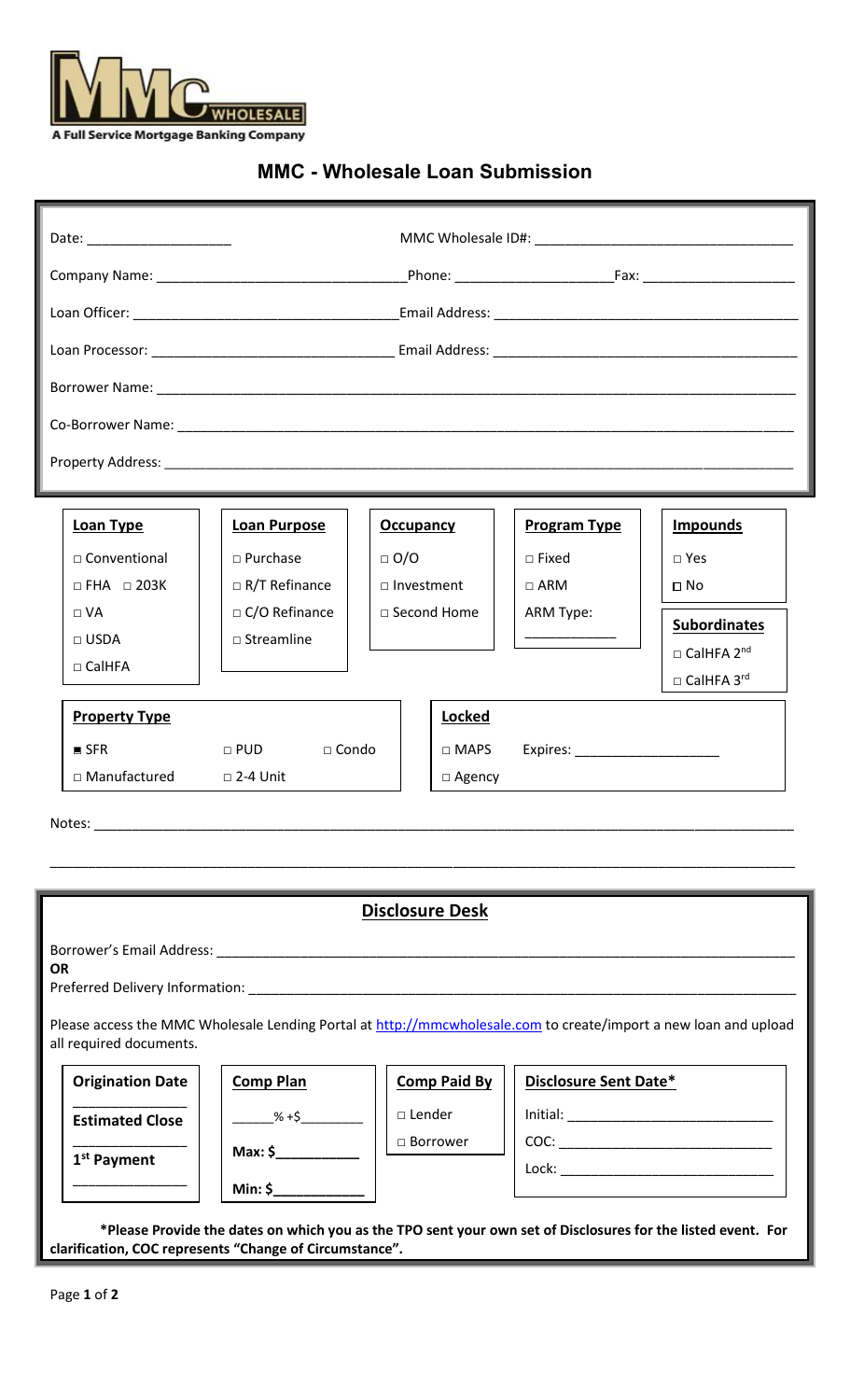MMC WHOLESALE

A Full Service Mortgage Banking Company

# MMC - Wholesale Loan Submission

Date: ____________________ MMC Wholesale ID#: ______________________________

Company Name: ______________________________ Phone: ____________________ Fax: ____________________

Loan Officer: ______________________________ Email Address: ______________________________

Loan Processor: ______________________________ Email Address: ______________________________

Borrower Name: ______________________________________________________________

Co-Borrower Name: ______________________________________________________________

Property Address: ______________________________________________________________

| Loan Type | Loan Purpose | Occupancy | Program Type | Impounds |
|---|---|---|---|---|
| □ Conventional | □ Purchase | □ O/O | □ Fixed | □ Yes |
| □ FHA □ 203K | □ R/T Refinance | □ Investment | □ ARM | □ No |
| □ VA | □ C/O Refinance | □ Second Home | ARM Type: ____________ | **Subordinates** |
| □ USDA | □ Streamline | | | □ CalHFA 2nd |
| □ CalHFA | | | | □ CalHFA 3rd |

| Property Type | | | Locked | |
|---|---|---|---|---|
| ■ SFR | □ PUD | □ Condo | □ MAPS | Expires: ____________________ |
| □ Manufactured | □ 2-4 Unit | | □ Agency | |

Notes: ______________________________________________________________

______________________________________________________________

## Disclosure Desk

Borrower's Email Address: ______________________________________________________________

**OR**

Preferred Delivery Information: ______________________________________________________________

Please access the MMC Wholesale Lending Portal at http://mmcwholesale.com to create/import a new loan and upload all required documents.

| Origination Date | Comp Plan | Comp Paid By | Disclosure Sent Date* |
|---|---|---|---|
| ______________ | ______% +$________ | □ Lender | Initial: ____________________ |
| **Estimated Close** ______________ | **Max: $**__________ | □ Borrower | COC: ____________________ |
| **1st Payment** ______________ | **Min: $**__________ | | Lock: ____________________ |

**\*Please Provide the dates on which you as the TPO sent your own set of Disclosures for the listed event. For clarification, COC represents "Change of Circumstance".**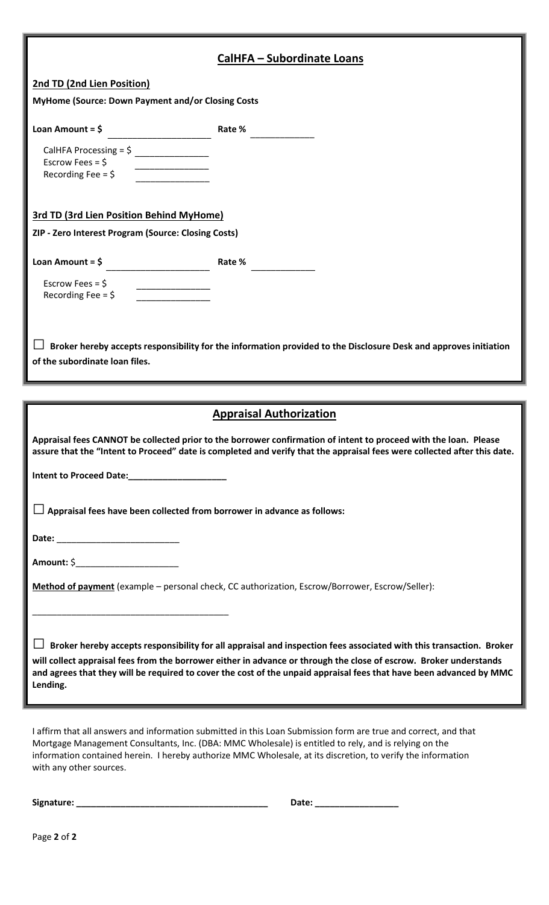## CalHFA – Subordinate Loans

**2nd TD (2nd Lien Position)**

**MyHome (Source: Down Payment and/or Closing Costs**

**Loan Amount = $** ____________________ **Rate %** ____________

CalHFA Processing = $ ______________
Escrow Fees = $ ______________
Recording Fee = $ ______________

**3rd TD (3rd Lien Position Behind MyHome)**

**ZIP - Zero Interest Program (Source: Closing Costs)**

**Loan Amount = $** ____________________ **Rate %** ____________

Escrow Fees = $ ______________
Recording Fee = $ ______________

☐ **Broker hereby accepts responsibility for the information provided to the Disclosure Desk and approves initiation of the subordinate loan files.**

## Appraisal Authorization

**Appraisal fees CANNOT be collected prior to the borrower confirmation of intent to proceed with the loan. Please assure that the "Intent to Proceed" date is completed and verify that the appraisal fees were collected after this date.**

**Intent to Proceed Date:**____________________

☐ **Appraisal fees have been collected from borrower in advance as follows:**

**Date:** _________________________

**Amount:** $_____________________

**Method of payment** (example – personal check, CC authorization, Escrow/Borrower, Escrow/Seller):

________________________________________

☐ **Broker hereby accepts responsibility for all appraisal and inspection fees associated with this transaction. Broker will collect appraisal fees from the borrower either in advance or through the close of escrow. Broker understands and agrees that they will be required to cover the cost of the unpaid appraisal fees that have been advanced by MMC Lending.**

I affirm that all answers and information submitted in this Loan Submission form are true and correct, and that Mortgage Management Consultants, Inc. (DBA: MMC Wholesale) is entitled to rely, and is relying on the information contained herein. I hereby authorize MMC Wholesale, at its discretion, to verify the information with any other sources.

**Signature:** _______________________________________ **Date:** _________________